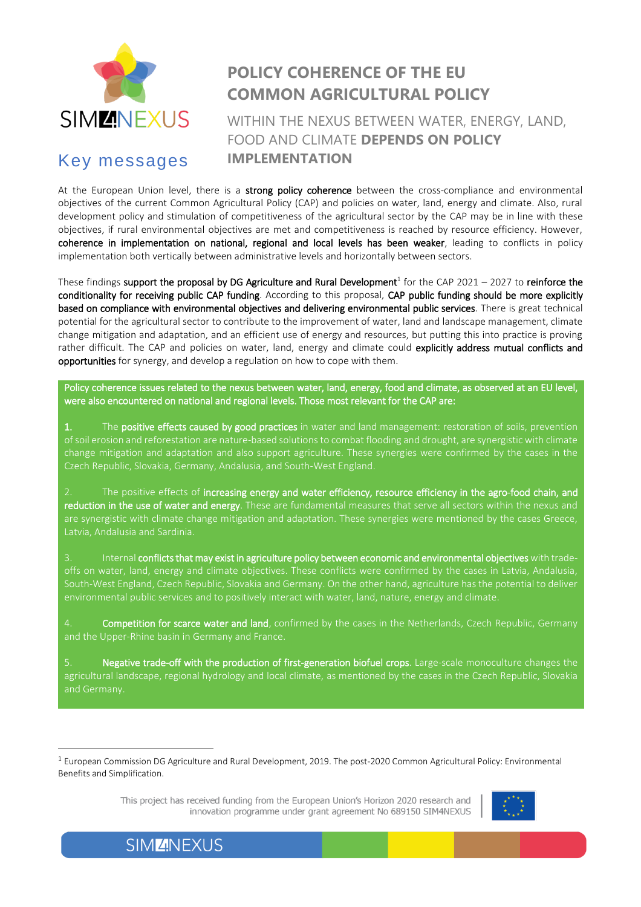# POLICY COHERENCE OF THE EU COMMON AGRICULTURAL POLICY

## WITHIN THE NEXUS BETWEEN WATER, ENERGY, LAND, FOOD AND CLIMATE **DEPENDS ON POLICY IMPLEMENTATION**

## Key messages

At the European Union level, there is a **strong policy coherence** between the cross-compliance and environmental objectives of the current Common Agricultural Policy (CAP) and policies on water, land, energy and climate. Also, rural development policy and stimulation of competitiveness of the agricultural sector by the CAP may be in line with these objectives, if rural environmental objectives are met and competitiveness is reached by resource efficiency. However, **coherence in implementation on national, regional and local levels has been weaker**, leading to conflicts in policy implementation both vertically between administrative levels and horizontally between sectors.

These findings **support the proposal by DG Agriculture and Rural Development**[1] for the CAP 2021 – 2027 to **reinforce the conditionality for receiving public CAP funding**. According to this proposal, **CAP public funding should be more explicitly based on compliance with environmental objectives and delivering environmental public services**. There is great technical potential for the agricultural sector to contribute to the improvement of water, land and landscape management, climate change mitigation and adaptation, and an efficient use of energy and resources, but putting this into practice is proving rather difficult. The CAP and policies on water, land, energy and climate could **explicitly address mutual conflicts and opportunities** for synergy, and develop a regulation on how to cope with them.

**Policy coherence issues related to the nexus between water, land, energy, food and climate, as observed at an EU level, were also encountered on national and regional levels. Those most relevant for the CAP are:**

1. The **positive effects caused by good practices** in water and land management: restoration of soils, prevention of soil erosion and reforestation are nature-based solutions to combat flooding and drought, are synergistic with climate change mitigation and adaptation and also support agriculture. These synergies were confirmed by the cases in the Czech Republic, Slovakia, Germany, Andalusia, and South-West England.

2. The positive effects of **increasing energy and water efficiency, resource efficiency in the agro-food chain, and reduction in the use of water and energy**. These are fundamental measures that serve all sectors within the nexus and are synergistic with climate change mitigation and adaptation. These synergies were mentioned by the cases Greece, Latvia, Andalusia and Sardinia.

3. Internal **conflicts that may exist in agriculture policy between economic and environmental objectives** with trade-offs on water, land, energy and climate objectives. These conflicts were confirmed by the cases in Latvia, Andalusia, South-West England, Czech Republic, Slovakia and Germany. On the other hand, agriculture has the potential to deliver environmental public services and to positively interact with water, land, nature, energy and climate.

4. **Competition for scarce water and land**, confirmed by the cases in the Netherlands, Czech Republic, Germany and the Upper-Rhine basin in Germany and France.

5. **Negative trade-off with the production of first-generation biofuel crops**. Large-scale monoculture changes the agricultural landscape, regional hydrology and local climate, as mentioned by the cases in the Czech Republic, Slovakia and Germany.

---

[1] European Commission DG Agriculture and Rural Development, 2019. The post-2020 Common Agricultural Policy: Environmental Benefits and Simplification.

This project has received funding from the European Union's Horizon 2020 research and innovation programme under grant agreement No 689150 SIM4NEXUS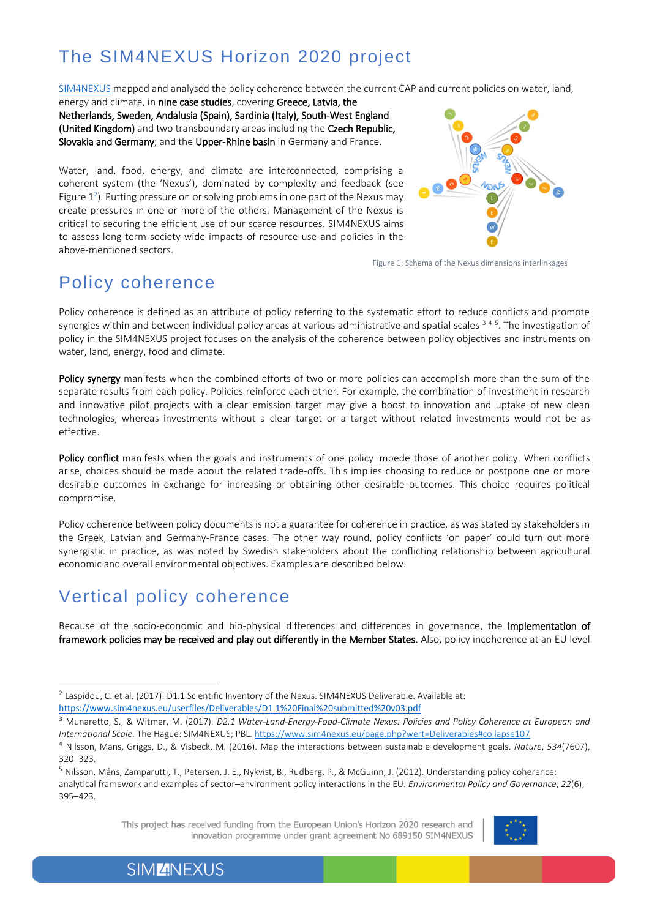# The SIM4NEXUS Horizon 2020 project

SIM4NEXUS mapped and analysed the policy coherence between the current CAP and current policies on water, land, energy and climate, in **nine case studies**, covering **Greece, Latvia, the Netherlands, Sweden, Andalusia (Spain), Sardinia (Italy), South-West England (United Kingdom)** and two transboundary areas including the **Czech Republic, Slovakia and Germany**; and the **Upper-Rhine basin** in Germany and France.

Water, land, food, energy, and climate are interconnected, comprising a coherent system (the 'Nexus'), dominated by complexity and feedback (see Figure 1[2]). Putting pressure on or solving problems in one part of the Nexus may create pressures in one or more of the others. Management of the Nexus is critical to securing the efficient use of our scarce resources. SIM4NEXUS aims to assess long-term society-wide impacts of resource use and policies in the above-mentioned sectors.

Figure 1: Schema of the Nexus dimensions interlinkages

# Policy coherence

Policy coherence is defined as an attribute of policy referring to the systematic effort to reduce conflicts and promote synergies within and between individual policy areas at various administrative and spatial scales [3] [4] [5]. The investigation of policy in the SIM4NEXUS project focuses on the analysis of the coherence between policy objectives and instruments on water, land, energy, food and climate.

**Policy synergy** manifests when the combined efforts of two or more policies can accomplish more than the sum of the separate results from each policy. Policies reinforce each other. For example, the combination of investment in research and innovative pilot projects with a clear emission target may give a boost to innovation and uptake of new clean technologies, whereas investments without a clear target or a target without related investments would not be as effective.

**Policy conflict** manifests when the goals and instruments of one policy impede those of another policy. When conflicts arise, choices should be made about the related trade-offs. This implies choosing to reduce or postpone one or more desirable outcomes in exchange for increasing or obtaining other desirable outcomes. This choice requires political compromise.

Policy coherence between policy documents is not a guarantee for coherence in practice, as was stated by stakeholders in the Greek, Latvian and Germany-France cases. The other way round, policy conflicts 'on paper' could turn out more synergistic in practice, as was noted by Swedish stakeholders about the conflicting relationship between agricultural economic and overall environmental objectives. Examples are described below.

# Vertical policy coherence

Because of the socio-economic and bio-physical differences and differences in governance, the **implementation of framework policies may be received and play out differently in the Member States**. Also, policy incoherence at an EU level

---

[2] Laspidou, C. et al. (2017): D1.1 Scientific Inventory of the Nexus. SIM4NEXUS Deliverable. Available at: https://www.sim4nexus.eu/userfiles/Deliverables/D1.1%20Final%20submitted%20v03.pdf

[3] Munaretto, S., & Witmer, M. (2017). *D2.1 Water-Land-Energy-Food-Climate Nexus: Policies and Policy Coherence at European and International Scale*. The Hague: SIM4NEXUS; PBL. https://www.sim4nexus.eu/page.php?wert=Deliverables#collapse107

[4] Nilsson, Mans, Griggs, D., & Visbeck, M. (2016). Map the interactions between sustainable development goals. *Nature*, *534*(7607), 320–323.

[5] Nilsson, Måns, Zamparutti, T., Petersen, J. E., Nykvist, B., Rudberg, P., & McGuinn, J. (2012). Understanding policy coherence: analytical framework and examples of sector–environment policy interactions in the EU. *Environmental Policy and Governance*, *22*(6), 395–423.

This project has received funding from the European Union's Horizon 2020 research and innovation programme under grant agreement No 689150 SIM4NEXUS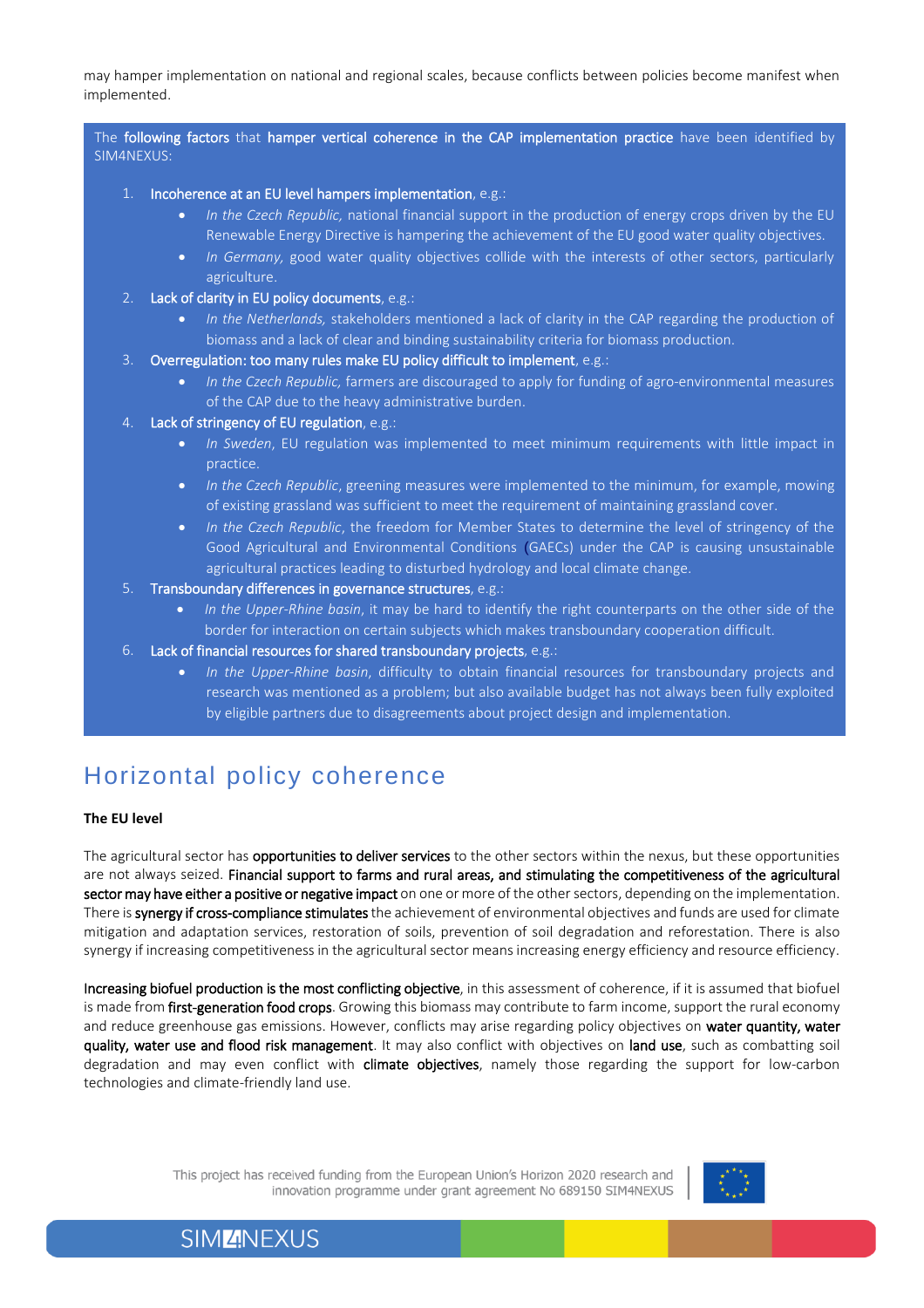may hamper implementation on national and regional scales, because conflicts between policies become manifest when implemented.

The **following factors** that **hamper vertical coherence in the CAP implementation practice** have been identified by SIM4NEXUS:

1. **Incoherence at an EU level hampers implementation**, e.g.:
   - *In the Czech Republic,* national financial support in the production of energy crops driven by the EU Renewable Energy Directive is hampering the achievement of the EU good water quality objectives.
   - *In Germany,* good water quality objectives collide with the interests of other sectors, particularly agriculture.
2. **Lack of clarity in EU policy documents**, e.g.:
   - *In the Netherlands,* stakeholders mentioned a lack of clarity in the CAP regarding the production of biomass and a lack of clear and binding sustainability criteria for biomass production.
3. **Overregulation: too many rules make EU policy difficult to implement**, e.g.:
   - *In the Czech Republic,* farmers are discouraged to apply for funding of agro-environmental measures of the CAP due to the heavy administrative burden.
4. **Lack of stringency of EU regulation**, e.g.:
   - *In Sweden*, EU regulation was implemented to meet minimum requirements with little impact in practice.
   - *In the Czech Republic*, greening measures were implemented to the minimum, for example, mowing of existing grassland was sufficient to meet the requirement of maintaining grassland cover.
   - *In the Czech Republic*, the freedom for Member States to determine the level of stringency of the Good Agricultural and Environmental Conditions (GAECs) under the CAP is causing unsustainable agricultural practices leading to disturbed hydrology and local climate change.
5. **Transboundary differences in governance structures**, e.g.:
   - *In the Upper-Rhine basin*, it may be hard to identify the right counterparts on the other side of the border for interaction on certain subjects which makes transboundary cooperation difficult.
6. **Lack of financial resources for shared transboundary projects**, e.g.:
   - *In the Upper-Rhine basin*, difficulty to obtain financial resources for transboundary projects and research was mentioned as a problem; but also available budget has not always been fully exploited by eligible partners due to disagreements about project design and implementation.

## Horizontal policy coherence

### The EU level

The agricultural sector has **opportunities to deliver services** to the other sectors within the nexus, but these opportunities are not always seized. **Financial support to farms and rural areas, and stimulating the competitiveness of the agricultural sector may have either a positive or negative impact** on one or more of the other sectors, depending on the implementation. There is **synergy if cross-compliance stimulates** the achievement of environmental objectives and funds are used for climate mitigation and adaptation services, restoration of soils, prevention of soil degradation and reforestation. There is also synergy if increasing competitiveness in the agricultural sector means increasing energy efficiency and resource efficiency.

**Increasing biofuel production is the most conflicting objective**, in this assessment of coherence, if it is assumed that biofuel is made from **first-generation food crops**. Growing this biomass may contribute to farm income, support the rural economy and reduce greenhouse gas emissions. However, conflicts may arise regarding policy objectives on **water quantity, water quality, water use and flood risk management**. It may also conflict with objectives on **land use**, such as combatting soil degradation and may even conflict with **climate objectives**, namely those regarding the support for low-carbon technologies and climate-friendly land use.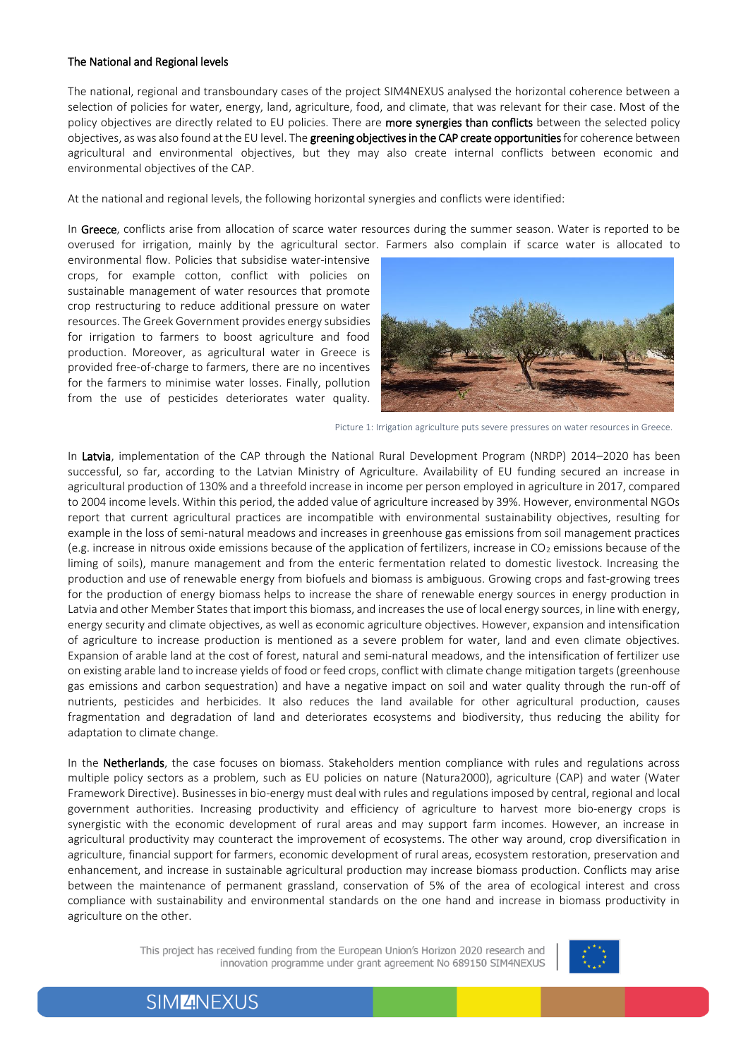## The National and Regional levels

The national, regional and transboundary cases of the project SIM4NEXUS analysed the horizontal coherence between a selection of policies for water, energy, land, agriculture, food, and climate, that was relevant for their case. Most of the policy objectives are directly related to EU policies. There are **more synergies than conflicts** between the selected policy objectives, as was also found at the EU level. The **greening objectives in the CAP create opportunities** for coherence between agricultural and environmental objectives, but they may also create internal conflicts between economic and environmental objectives of the CAP.

At the national and regional levels, the following horizontal synergies and conflicts were identified:

In **Greece**, conflicts arise from allocation of scarce water resources during the summer season. Water is reported to be overused for irrigation, mainly by the agricultural sector. Farmers also complain if scarce water is allocated to environmental flow. Policies that subsidise water-intensive crops, for example cotton, conflict with policies on sustainable management of water resources that promote crop restructuring to reduce additional pressure on water resources. The Greek Government provides energy subsidies for irrigation to farmers to boost agriculture and food production. Moreover, as agricultural water in Greece is provided free-of-charge to farmers, there are no incentives for the farmers to minimise water losses. Finally, pollution from the use of pesticides deteriorates water quality.

Picture 1: Irrigation agriculture puts severe pressures on water resources in Greece.

In **Latvia**, implementation of the CAP through the National Rural Development Program (NRDP) 2014–2020 has been successful, so far, according to the Latvian Ministry of Agriculture. Availability of EU funding secured an increase in agricultural production of 130% and a threefold increase in income per person employed in agriculture in 2017, compared to 2004 income levels. Within this period, the added value of agriculture increased by 39%. However, environmental NGOs report that current agricultural practices are incompatible with environmental sustainability objectives, resulting for example in the loss of semi-natural meadows and increases in greenhouse gas emissions from soil management practices (e.g. increase in nitrous oxide emissions because of the application of fertilizers, increase in $CO_2$ emissions because of the liming of soils), manure management and from the enteric fermentation related to domestic livestock. Increasing the production and use of renewable energy from biofuels and biomass is ambiguous. Growing crops and fast-growing trees for the production of energy biomass helps to increase the share of renewable energy sources in energy production in Latvia and other Member States that import this biomass, and increases the use of local energy sources, in line with energy, energy security and climate objectives, as well as economic agriculture objectives. However, expansion and intensification of agriculture to increase production is mentioned as a severe problem for water, land and even climate objectives. Expansion of arable land at the cost of forest, natural and semi-natural meadows, and the intensification of fertilizer use on existing arable land to increase yields of food or feed crops, conflict with climate change mitigation targets (greenhouse gas emissions and carbon sequestration) and have a negative impact on soil and water quality through the run-off of nutrients, pesticides and herbicides. It also reduces the land available for other agricultural production, causes fragmentation and degradation of land and deteriorates ecosystems and biodiversity, thus reducing the ability for adaptation to climate change.

In the **Netherlands**, the case focuses on biomass. Stakeholders mention compliance with rules and regulations across multiple policy sectors as a problem, such as EU policies on nature (Natura2000), agriculture (CAP) and water (Water Framework Directive). Businesses in bio-energy must deal with rules and regulations imposed by central, regional and local government authorities. Increasing productivity and efficiency of agriculture to harvest more bio-energy crops is synergistic with the economic development of rural areas and may support farm incomes. However, an increase in agricultural productivity may counteract the improvement of ecosystems. The other way around, crop diversification in agriculture, financial support for farmers, economic development of rural areas, ecosystem restoration, preservation and enhancement, and increase in sustainable agricultural production may increase biomass production. Conflicts may arise between the maintenance of permanent grassland, conservation of 5% of the area of ecological interest and cross compliance with sustainability and environmental standards on the one hand and increase in biomass productivity in agriculture on the other.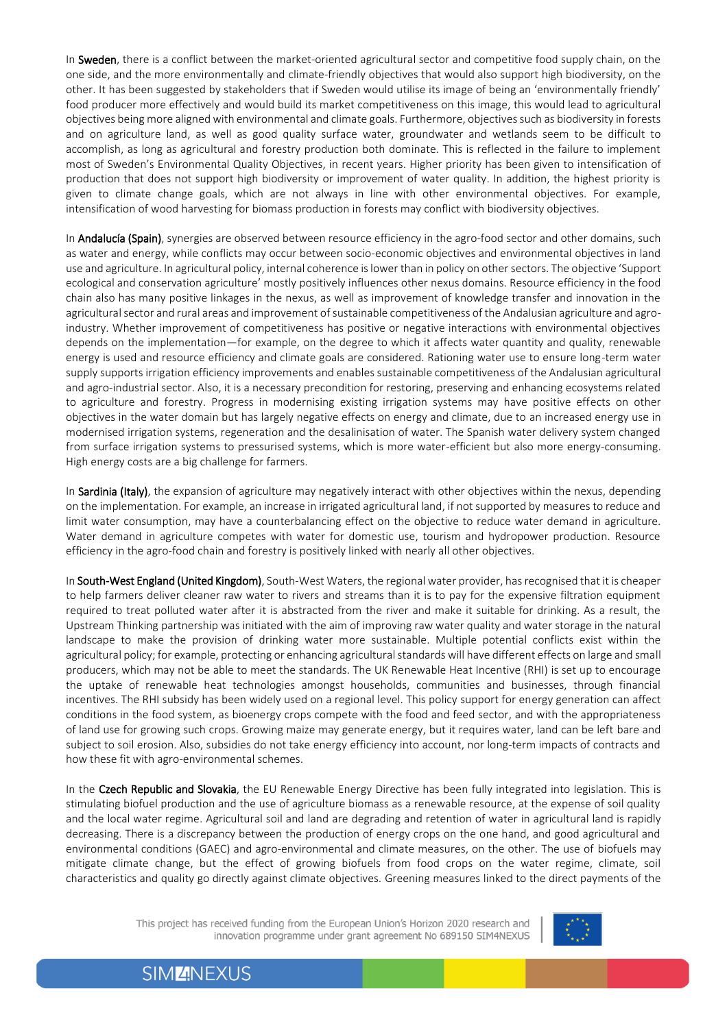In **Sweden**, there is a conflict between the market-oriented agricultural sector and competitive food supply chain, on the one side, and the more environmentally and climate-friendly objectives that would also support high biodiversity, on the other. It has been suggested by stakeholders that if Sweden would utilise its image of being an 'environmentally friendly' food producer more effectively and would build its market competitiveness on this image, this would lead to agricultural objectives being more aligned with environmental and climate goals. Furthermore, objectives such as biodiversity in forests and on agriculture land, as well as good quality surface water, groundwater and wetlands seem to be difficult to accomplish, as long as agricultural and forestry production both dominate. This is reflected in the failure to implement most of Sweden's Environmental Quality Objectives, in recent years. Higher priority has been given to intensification of production that does not support high biodiversity or improvement of water quality. In addition, the highest priority is given to climate change goals, which are not always in line with other environmental objectives. For example, intensification of wood harvesting for biomass production in forests may conflict with biodiversity objectives.

In **Andalucía (Spain)**, synergies are observed between resource efficiency in the agro-food sector and other domains, such as water and energy, while conflicts may occur between socio-economic objectives and environmental objectives in land use and agriculture. In agricultural policy, internal coherence is lower than in policy on other sectors. The objective 'Support ecological and conservation agriculture' mostly positively influences other nexus domains. Resource efficiency in the food chain also has many positive linkages in the nexus, as well as improvement of knowledge transfer and innovation in the agricultural sector and rural areas and improvement of sustainable competitiveness of the Andalusian agriculture and agro-industry. Whether improvement of competitiveness has positive or negative interactions with environmental objectives depends on the implementation—for example, on the degree to which it affects water quantity and quality, renewable energy is used and resource efficiency and climate goals are considered. Rationing water use to ensure long-term water supply supports irrigation efficiency improvements and enables sustainable competitiveness of the Andalusian agricultural and agro-industrial sector. Also, it is a necessary precondition for restoring, preserving and enhancing ecosystems related to agriculture and forestry. Progress in modernising existing irrigation systems may have positive effects on other objectives in the water domain but has largely negative effects on energy and climate, due to an increased energy use in modernised irrigation systems, regeneration and the desalinisation of water. The Spanish water delivery system changed from surface irrigation systems to pressurised systems, which is more water-efficient but also more energy-consuming. High energy costs are a big challenge for farmers.

In **Sardinia (Italy)**, the expansion of agriculture may negatively interact with other objectives within the nexus, depending on the implementation. For example, an increase in irrigated agricultural land, if not supported by measures to reduce and limit water consumption, may have a counterbalancing effect on the objective to reduce water demand in agriculture. Water demand in agriculture competes with water for domestic use, tourism and hydropower production. Resource efficiency in the agro-food chain and forestry is positively linked with nearly all other objectives.

In **South-West England (United Kingdom)**, South-West Waters, the regional water provider, has recognised that it is cheaper to help farmers deliver cleaner raw water to rivers and streams than it is to pay for the expensive filtration equipment required to treat polluted water after it is abstracted from the river and make it suitable for drinking. As a result, the Upstream Thinking partnership was initiated with the aim of improving raw water quality and water storage in the natural landscape to make the provision of drinking water more sustainable. Multiple potential conflicts exist within the agricultural policy; for example, protecting or enhancing agricultural standards will have different effects on large and small producers, which may not be able to meet the standards. The UK Renewable Heat Incentive (RHI) is set up to encourage the uptake of renewable heat technologies amongst households, communities and businesses, through financial incentives. The RHI subsidy has been widely used on a regional level. This policy support for energy generation can affect conditions in the food system, as bioenergy crops compete with the food and feed sector, and with the appropriateness of land use for growing such crops. Growing maize may generate energy, but it requires water, land can be left bare and subject to soil erosion. Also, subsidies do not take energy efficiency into account, nor long-term impacts of contracts and how these fit with agro-environmental schemes.

In the **Czech Republic and Slovakia**, the EU Renewable Energy Directive has been fully integrated into legislation. This is stimulating biofuel production and the use of agriculture biomass as a renewable resource, at the expense of soil quality and the local water regime. Agricultural soil and land are degrading and retention of water in agricultural land is rapidly decreasing. There is a discrepancy between the production of energy crops on the one hand, and good agricultural and environmental conditions (GAEC) and agro-environmental and climate measures, on the other. The use of biofuels may mitigate climate change, but the effect of growing biofuels from food crops on the water regime, climate, soil characteristics and quality go directly against climate objectives. Greening measures linked to the direct payments of the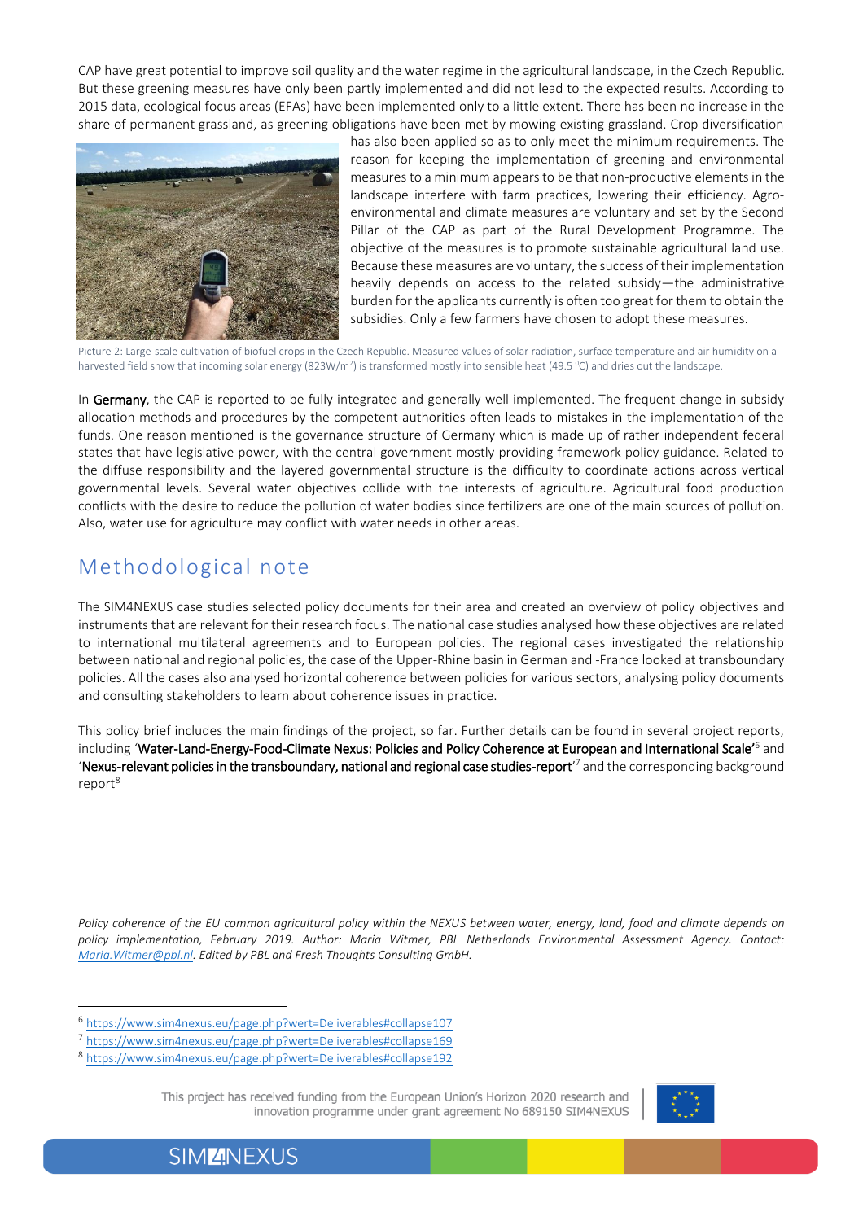CAP have great potential to improve soil quality and the water regime in the agricultural landscape, in the Czech Republic. But these greening measures have only been partly implemented and did not lead to the expected results. According to 2015 data, ecological focus areas (EFAs) have been implemented only to a little extent. There has been no increase in the share of permanent grassland, as greening obligations have been met by mowing existing grassland. Crop diversification has also been applied so as to only meet the minimum requirements. The reason for keeping the implementation of greening and environmental measures to a minimum appears to be that non-productive elements in the landscape interfere with farm practices, lowering their efficiency. Agro-environmental and climate measures are voluntary and set by the Second Pillar of the CAP as part of the Rural Development Programme. The objective of the measures is to promote sustainable agricultural land use. Because these measures are voluntary, the success of their implementation heavily depends on access to the related subsidy—the administrative burden for the applicants currently is often too great for them to obtain the subsidies. Only a few farmers have chosen to adopt these measures.

Picture 2: Large-scale cultivation of biofuel crops in the Czech Republic. Measured values of solar radiation, surface temperature and air humidity on a harvested field show that incoming solar energy (823W/m$^2$) is transformed mostly into sensible heat (49.5 $^0$C) and dries out the landscape.

In **Germany**, the CAP is reported to be fully integrated and generally well implemented. The frequent change in subsidy allocation methods and procedures by the competent authorities often leads to mistakes in the implementation of the funds. One reason mentioned is the governance structure of Germany which is made up of rather independent federal states that have legislative power, with the central government mostly providing framework policy guidance. Related to the diffuse responsibility and the layered governmental structure is the difficulty to coordinate actions across vertical governmental levels. Several water objectives collide with the interests of agriculture. Agricultural food production conflicts with the desire to reduce the pollution of water bodies since fertilizers are one of the main sources of pollution. Also, water use for agriculture may conflict with water needs in other areas.

## Methodological note

The SIM4NEXUS case studies selected policy documents for their area and created an overview of policy objectives and instruments that are relevant for their research focus. The national case studies analysed how these objectives are related to international multilateral agreements and to European policies. The regional cases investigated the relationship between national and regional policies, the case of the Upper-Rhine basin in German and -France looked at transboundary policies. All the cases also analysed horizontal coherence between policies for various sectors, analysing policy documents and consulting stakeholders to learn about coherence issues in practice.

This policy brief includes the main findings of the project, so far. Further details can be found in several project reports, including '**Water-Land-Energy-Food-Climate Nexus: Policies and Policy Coherence at European and International Scale**'[6] and '**Nexus-relevant policies in the transboundary, national and regional case studies-report**'[7] and the corresponding background report[8]

*Policy coherence of the EU common agricultural policy within the NEXUS between water, energy, land, food and climate depends on policy implementation, February 2019. Author: Maria Witmer, PBL Netherlands Environmental Assessment Agency. Contact: Maria.Witmer@pbl.nl. Edited by PBL and Fresh Thoughts Consulting GmbH.*

[6] https://www.sim4nexus.eu/page.php?wert=Deliverables#collapse107

[7] https://www.sim4nexus.eu/page.php?wert=Deliverables#collapse169

[8] https://www.sim4nexus.eu/page.php?wert=Deliverables#collapse192

This project has received funding from the European Union's Horizon 2020 research and innovation programme under grant agreement No 689150 SIM4NEXUS